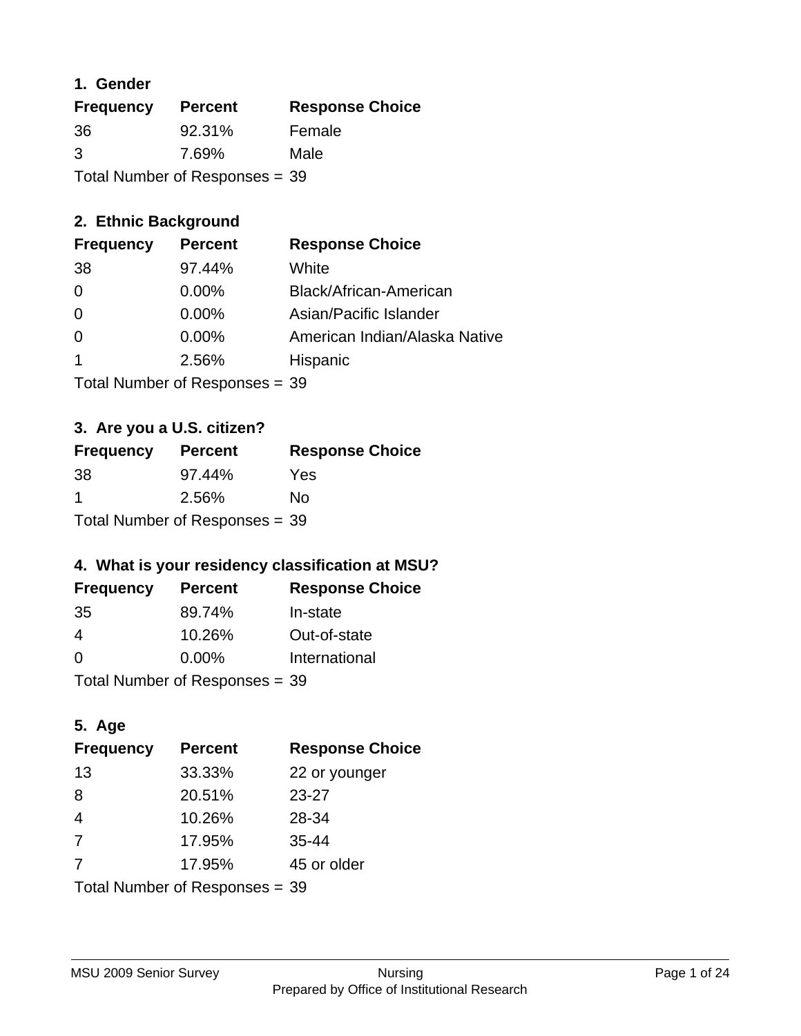## 1. Gender

| Frequency | Percent | Response Choice |
|---|---|---|
| 36 | 92.31% | Female |
| 3 | 7.69% | Male |

Total Number of Responses = 39

## 2. Ethnic Background

| Frequency | Percent | Response Choice |
|---|---|---|
| 38 | 97.44% | White |
| 0 | 0.00% | Black/African-American |
| 0 | 0.00% | Asian/Pacific Islander |
| 0 | 0.00% | American Indian/Alaska Native |
| 1 | 2.56% | Hispanic |

Total Number of Responses = 39

## 3. Are you a U.S. citizen?

| Frequency | Percent | Response Choice |
|---|---|---|
| 38 | 97.44% | Yes |
| 1 | 2.56% | No |

Total Number of Responses = 39

## 4. What is your residency classification at MSU?

| Frequency | Percent | Response Choice |
|---|---|---|
| 35 | 89.74% | In-state |
| 4 | 10.26% | Out-of-state |
| 0 | 0.00% | International |

Total Number of Responses = 39

## 5. Age

| Frequency | Percent | Response Choice |
|---|---|---|
| 13 | 33.33% | 22 or younger |
| 8 | 20.51% | 23-27 |
| 4 | 10.26% | 28-34 |
| 7 | 17.95% | 35-44 |
| 7 | 17.95% | 45 or older |

Total Number of Responses = 39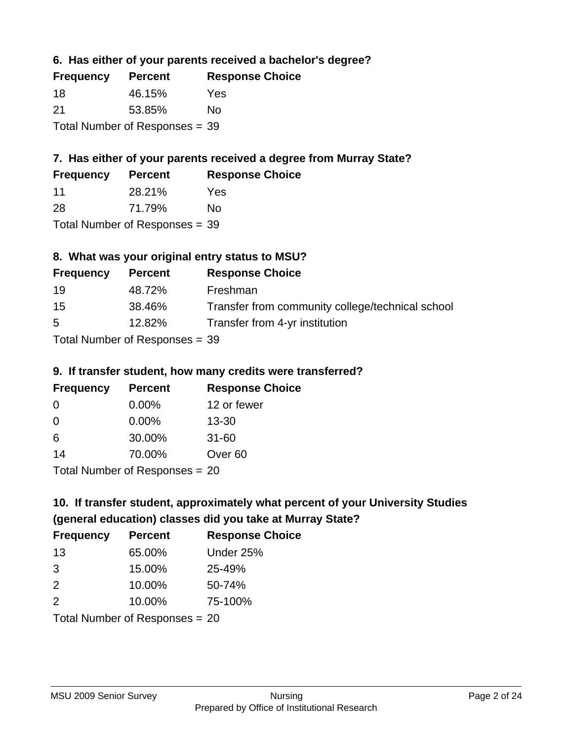### 6. Has either of your parents received a bachelor's degree?

| Frequency | Percent | Response Choice |
| --- | --- | --- |
| 18 | 46.15% | Yes |
| 21 | 53.85% | No |

Total Number of Responses = 39

### 7. Has either of your parents received a degree from Murray State?

| Frequency | Percent | Response Choice |
| --- | --- | --- |
| 11 | 28.21% | Yes |
| 28 | 71.79% | No |

Total Number of Responses = 39

### 8. What was your original entry status to MSU?

| Frequency | Percent | Response Choice |
| --- | --- | --- |
| 19 | 48.72% | Freshman |
| 15 | 38.46% | Transfer from community college/technical school |
| 5 | 12.82% | Transfer from 4-yr institution |

Total Number of Responses = 39

### 9. If transfer student, how many credits were transferred?

| Frequency | Percent | Response Choice |
| --- | --- | --- |
| 0 | 0.00% | 12 or fewer |
| 0 | 0.00% | 13-30 |
| 6 | 30.00% | 31-60 |
| 14 | 70.00% | Over 60 |

Total Number of Responses = 20

### 10. If transfer student, approximately what percent of your University Studies (general education) classes did you take at Murray State?

| Frequency | Percent | Response Choice |
| --- | --- | --- |
| 13 | 65.00% | Under 25% |
| 3 | 15.00% | 25-49% |
| 2 | 10.00% | 50-74% |
| 2 | 10.00% | 75-100% |

Total Number of Responses = 20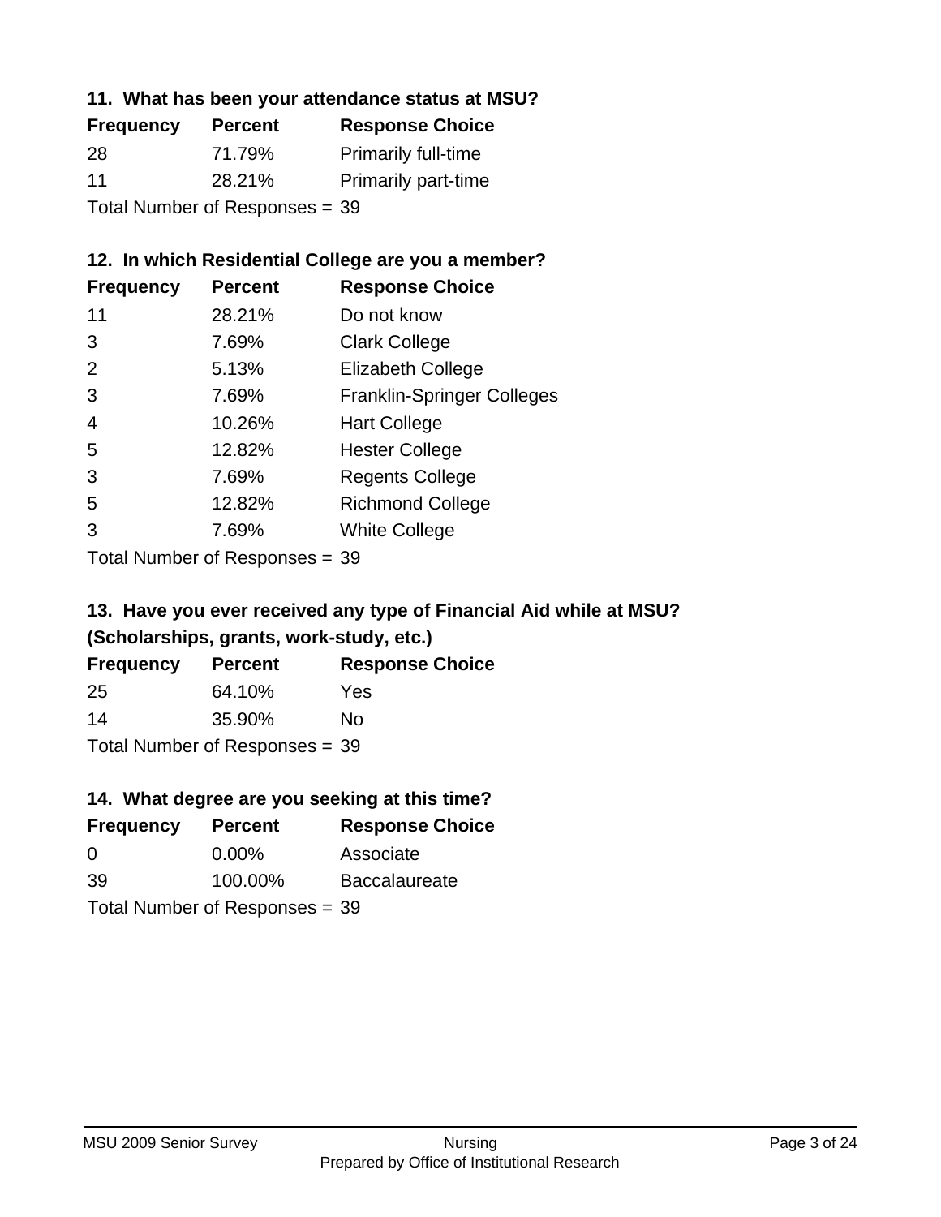### 11. What has been your attendance status at MSU?

| Frequency | Percent | Response Choice |
|---|---|---|
| 28 | 71.79% | Primarily full-time |
| 11 | 28.21% | Primarily part-time |

Total Number of Responses = 39

### 12. In which Residential College are you a member?

| Frequency | Percent | Response Choice |
|---|---|---|
| 11 | 28.21% | Do not know |
| 3 | 7.69% | Clark College |
| 2 | 5.13% | Elizabeth College |
| 3 | 7.69% | Franklin-Springer Colleges |
| 4 | 10.26% | Hart College |
| 5 | 12.82% | Hester College |
| 3 | 7.69% | Regents College |
| 5 | 12.82% | Richmond College |
| 3 | 7.69% | White College |

Total Number of Responses = 39

### 13. Have you ever received any type of Financial Aid while at MSU? (Scholarships, grants, work-study, etc.)

| Frequency | Percent | Response Choice |
|---|---|---|
| 25 | 64.10% | Yes |
| 14 | 35.90% | No |

Total Number of Responses = 39

### 14. What degree are you seeking at this time?

| Frequency | Percent | Response Choice |
|---|---|---|
| 0 | 0.00% | Associate |
| 39 | 100.00% | Baccalaureate |

Total Number of Responses = 39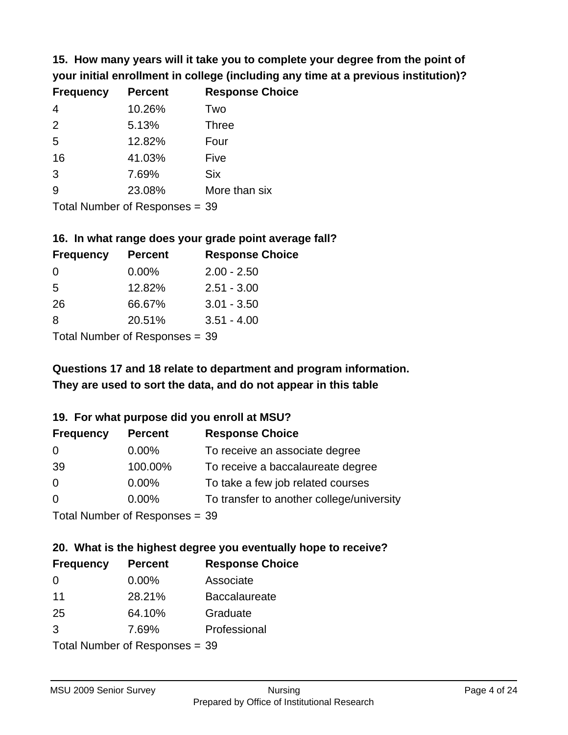### 15. How many years will it take you to complete your degree from the point of your initial enrollment in college (including any time at a previous institution)?

| Frequency | Percent | Response Choice |
|---|---|---|
| 4 | 10.26% | Two |
| 2 | 5.13% | Three |
| 5 | 12.82% | Four |
| 16 | 41.03% | Five |
| 3 | 7.69% | Six |
| 9 | 23.08% | More than six |

Total Number of Responses = 39

### 16. In what range does your grade point average fall?

| Frequency | Percent | Response Choice |
|---|---|---|
| 0 | 0.00% | 2.00 - 2.50 |
| 5 | 12.82% | 2.51 - 3.00 |
| 26 | 66.67% | 3.01 - 3.50 |
| 8 | 20.51% | 3.51 - 4.00 |

Total Number of Responses = 39

**Questions 17 and 18 relate to department and program information. They are used to sort the data, and do not appear in this table**

### 19. For what purpose did you enroll at MSU?

| Frequency | Percent | Response Choice |
|---|---|---|
| 0 | 0.00% | To receive an associate degree |
| 39 | 100.00% | To receive a baccalaureate degree |
| 0 | 0.00% | To take a few job related courses |
| 0 | 0.00% | To transfer to another college/university |

Total Number of Responses = 39

### 20. What is the highest degree you eventually hope to receive?

| Frequency | Percent | Response Choice |
|---|---|---|
| 0 | 0.00% | Associate |
| 11 | 28.21% | Baccalaureate |
| 25 | 64.10% | Graduate |
| 3 | 7.69% | Professional |

Total Number of Responses = 39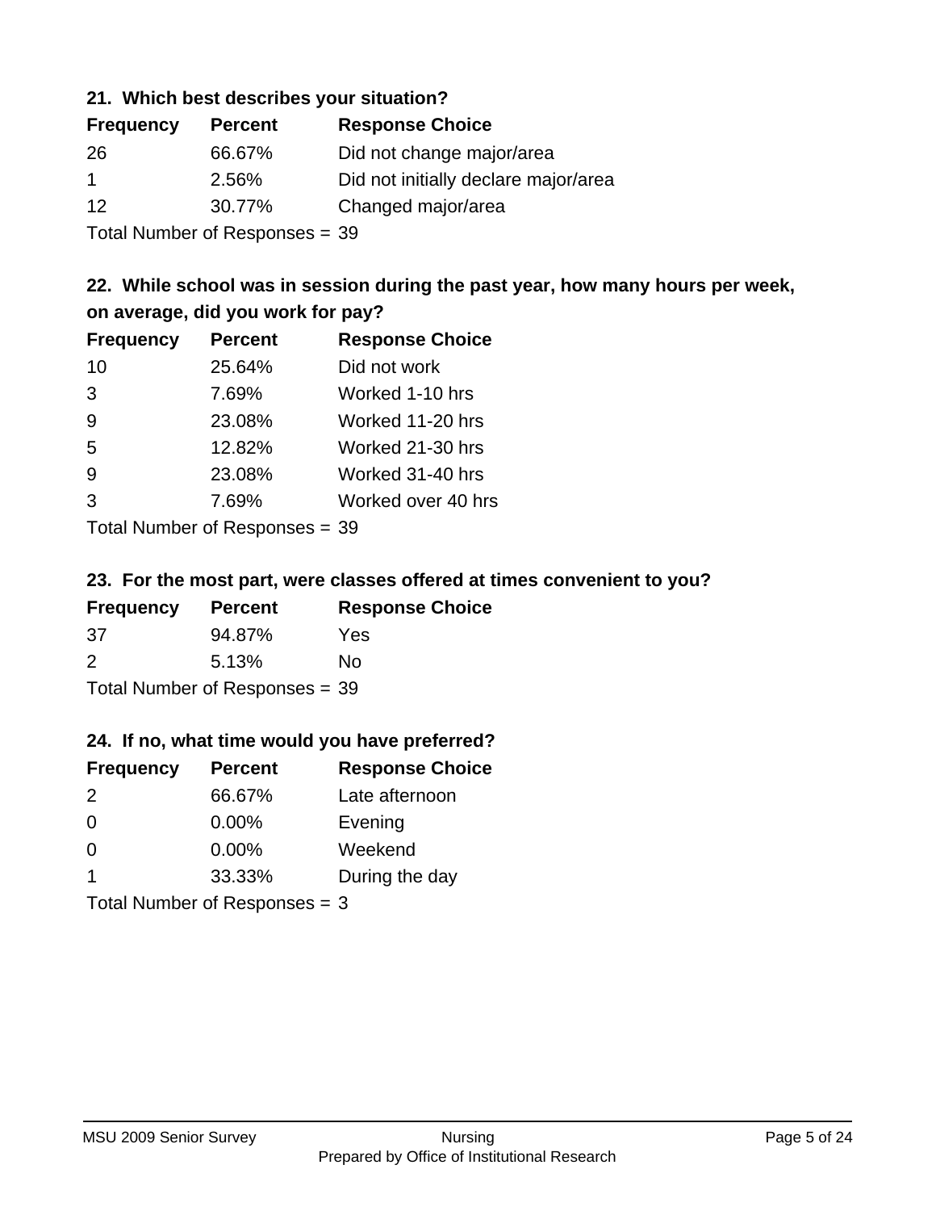### 21. Which best describes your situation?

| Frequency | Percent | Response Choice |
|---|---|---|
| 26 | 66.67% | Did not change major/area |
| 1 | 2.56% | Did not initially declare major/area |
| 12 | 30.77% | Changed major/area |

Total Number of Responses = 39

### 22. While school was in session during the past year, how many hours per week, on average, did you work for pay?

| Frequency | Percent | Response Choice |
|---|---|---|
| 10 | 25.64% | Did not work |
| 3 | 7.69% | Worked 1-10 hrs |
| 9 | 23.08% | Worked 11-20 hrs |
| 5 | 12.82% | Worked 21-30 hrs |
| 9 | 23.08% | Worked 31-40 hrs |
| 3 | 7.69% | Worked over 40 hrs |

Total Number of Responses = 39

### 23. For the most part, were classes offered at times convenient to you?

| Frequency | Percent | Response Choice |
|---|---|---|
| 37 | 94.87% | Yes |
| 2 | 5.13% | No |

Total Number of Responses = 39

### 24. If no, what time would you have preferred?

| Frequency | Percent | Response Choice |
|---|---|---|
| 2 | 66.67% | Late afternoon |
| 0 | 0.00% | Evening |
| 0 | 0.00% | Weekend |
| 1 | 33.33% | During the day |

Total Number of Responses = 3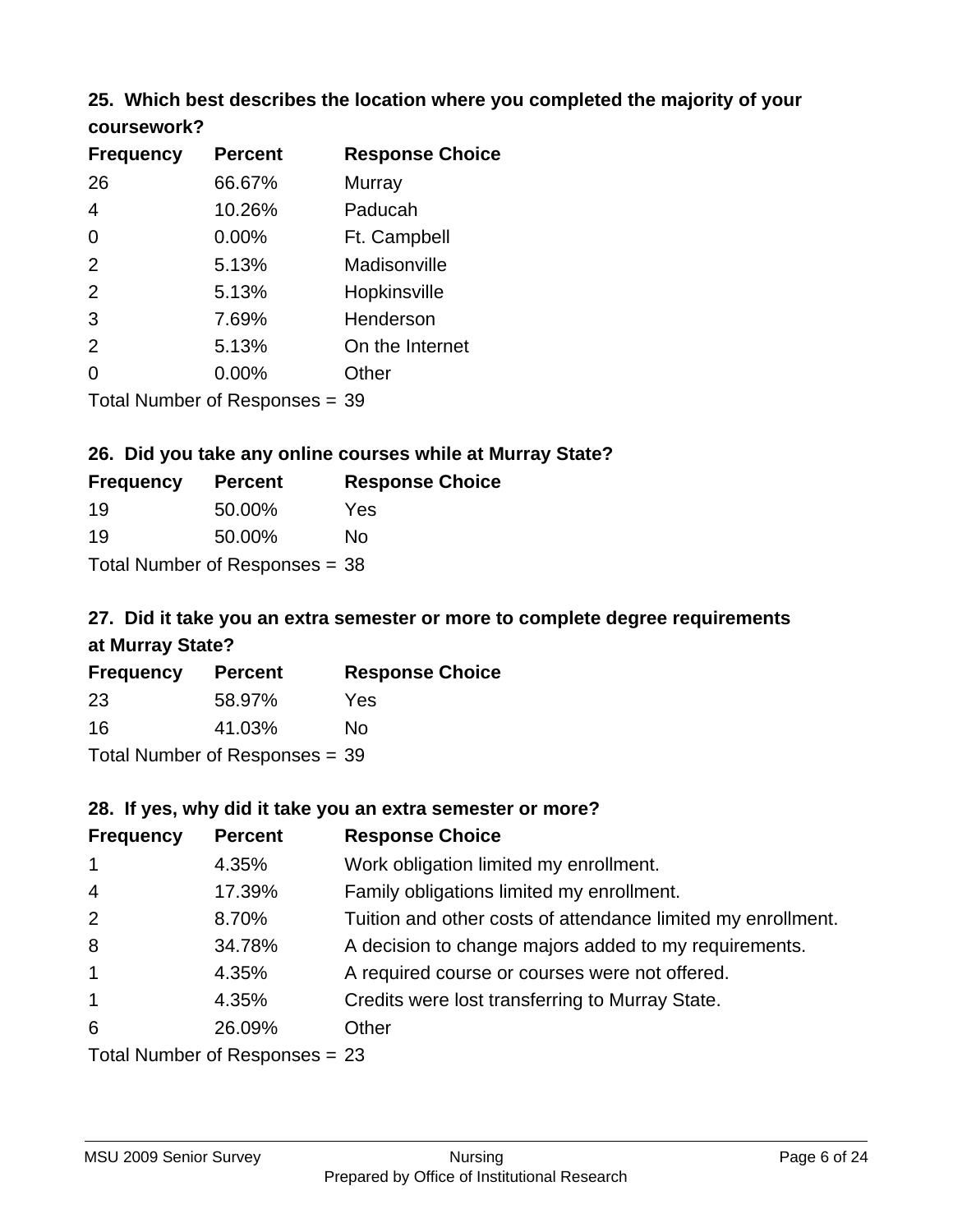### 25. Which best describes the location where you completed the majority of your coursework?

| Frequency | Percent | Response Choice |
|---|---|---|
| 26 | 66.67% | Murray |
| 4 | 10.26% | Paducah |
| 0 | 0.00% | Ft. Campbell |
| 2 | 5.13% | Madisonville |
| 2 | 5.13% | Hopkinsville |
| 3 | 7.69% | Henderson |
| 2 | 5.13% | On the Internet |
| 0 | 0.00% | Other |

Total Number of Responses = 39

### 26. Did you take any online courses while at Murray State?

| Frequency | Percent | Response Choice |
|---|---|---|
| 19 | 50.00% | Yes |
| 19 | 50.00% | No |

Total Number of Responses = 38

### 27. Did it take you an extra semester or more to complete degree requirements at Murray State?

| Frequency | Percent | Response Choice |
|---|---|---|
| 23 | 58.97% | Yes |
| 16 | 41.03% | No |

Total Number of Responses = 39

### 28. If yes, why did it take you an extra semester or more?

| Frequency | Percent | Response Choice |
|---|---|---|
| 1 | 4.35% | Work obligation limited my enrollment. |
| 4 | 17.39% | Family obligations limited my enrollment. |
| 2 | 8.70% | Tuition and other costs of attendance limited my enrollment. |
| 8 | 34.78% | A decision to change majors added to my requirements. |
| 1 | 4.35% | A required course or courses were not offered. |
| 1 | 4.35% | Credits were lost transferring to Murray State. |
| 6 | 26.09% | Other |

Total Number of Responses = 23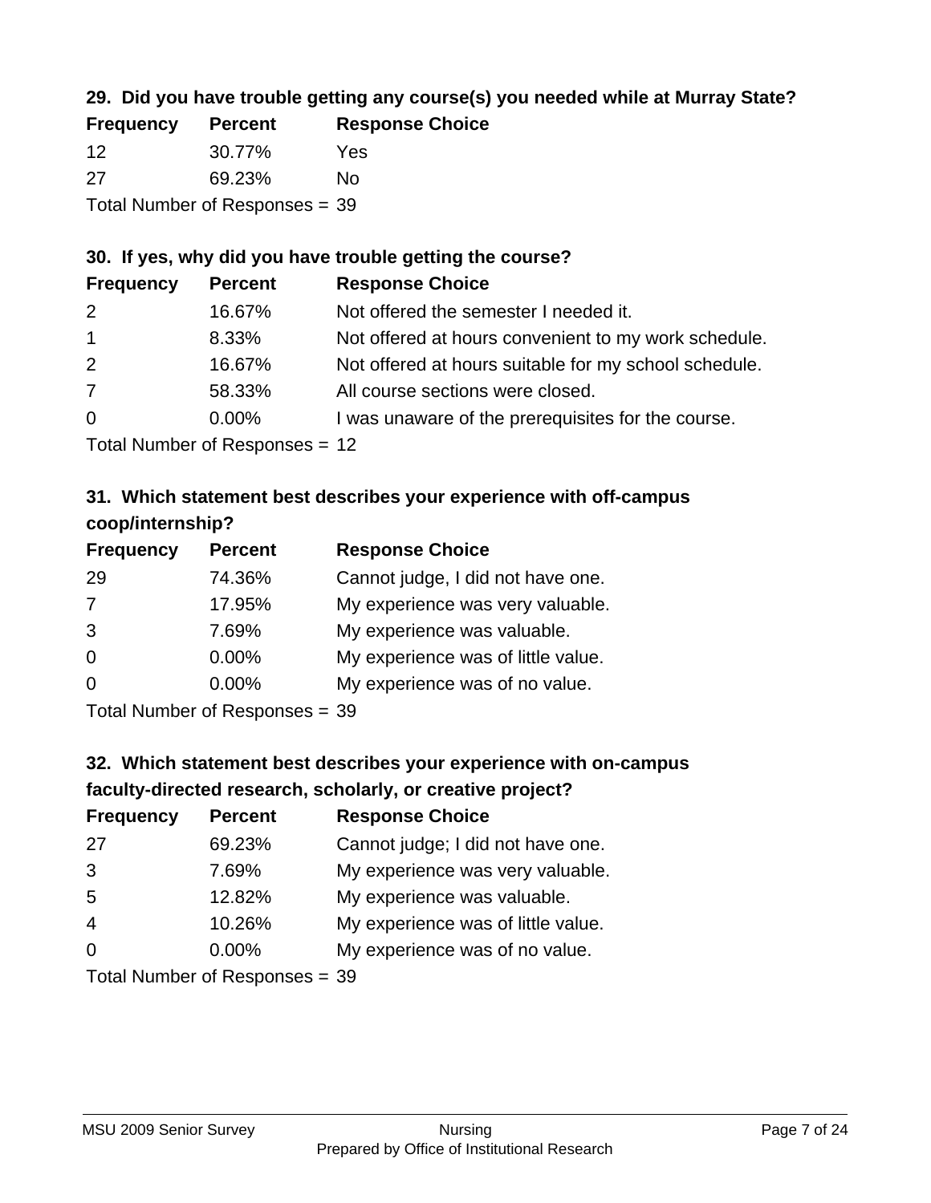### 29. Did you have trouble getting any course(s) you needed while at Murray State?

| Frequency | Percent | Response Choice |
|---|---|---|
| 12 | 30.77% | Yes |
| 27 | 69.23% | No |

Total Number of Responses = 39

### 30. If yes, why did you have trouble getting the course?

| Frequency | Percent | Response Choice |
|---|---|---|
| 2 | 16.67% | Not offered the semester I needed it. |
| 1 | 8.33% | Not offered at hours convenient to my work schedule. |
| 2 | 16.67% | Not offered at hours suitable for my school schedule. |
| 7 | 58.33% | All course sections were closed. |
| 0 | 0.00% | I was unaware of the prerequisites for the course. |

Total Number of Responses = 12

### 31. Which statement best describes your experience with off-campus coop/internship?

| Frequency | Percent | Response Choice |
|---|---|---|
| 29 | 74.36% | Cannot judge, I did not have one. |
| 7 | 17.95% | My experience was very valuable. |
| 3 | 7.69% | My experience was valuable. |
| 0 | 0.00% | My experience was of little value. |
| 0 | 0.00% | My experience was of no value. |

Total Number of Responses = 39

### 32. Which statement best describes your experience with on-campus faculty-directed research, scholarly, or creative project?

| Frequency | Percent | Response Choice |
|---|---|---|
| 27 | 69.23% | Cannot judge; I did not have one. |
| 3 | 7.69% | My experience was very valuable. |
| 5 | 12.82% | My experience was valuable. |
| 4 | 10.26% | My experience was of little value. |
| 0 | 0.00% | My experience was of no value. |

Total Number of Responses = 39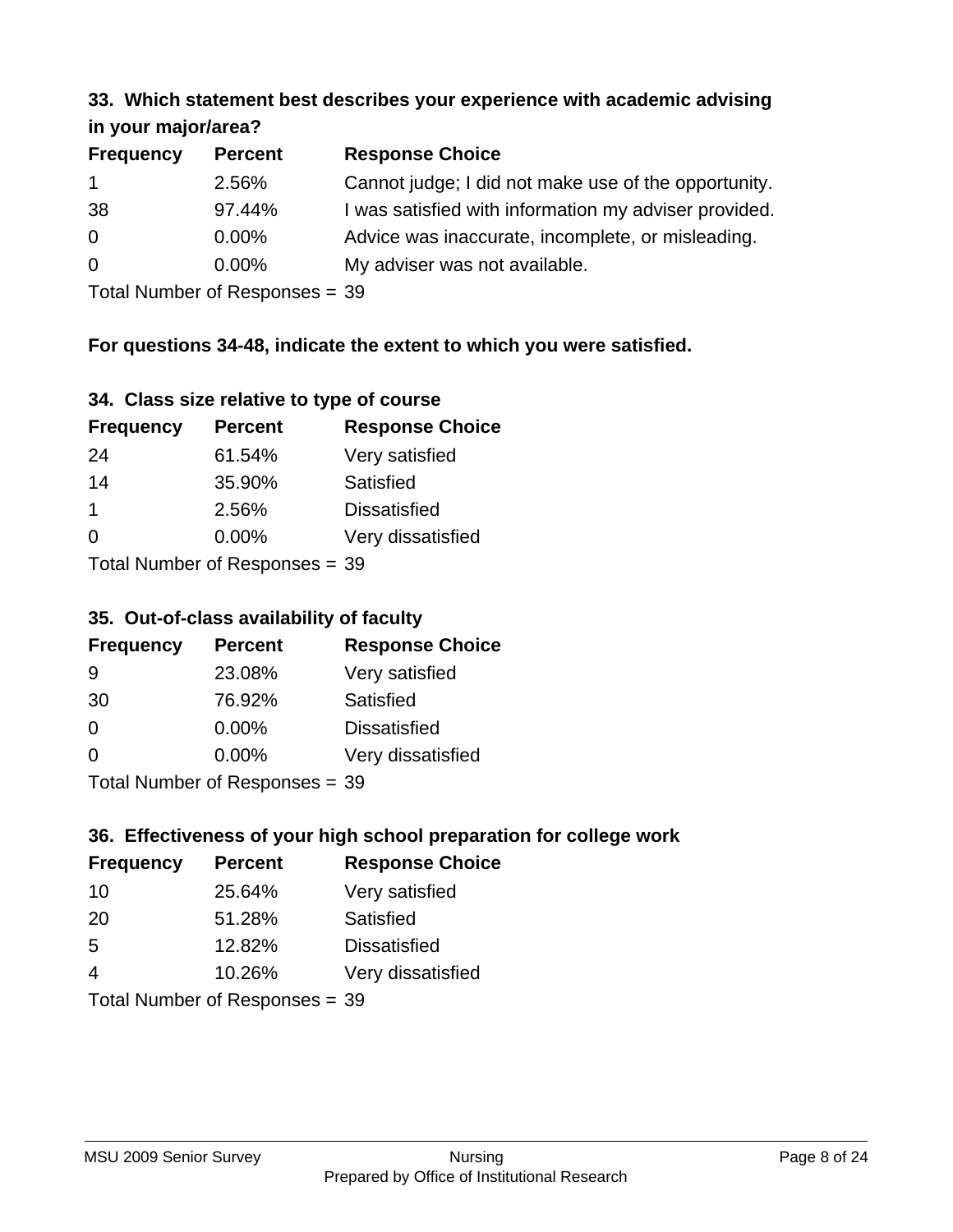### 33. Which statement best describes your experience with academic advising in your major/area?

| Frequency | Percent | Response Choice |
|---|---|---|
| 1 | 2.56% | Cannot judge; I did not make use of the opportunity. |
| 38 | 97.44% | I was satisfied with information my adviser provided. |
| 0 | 0.00% | Advice was inaccurate, incomplete, or misleading. |
| 0 | 0.00% | My adviser was not available. |

Total Number of Responses = 39

**For questions 34-48, indicate the extent to which you were satisfied.**

### 34. Class size relative to type of course

| Frequency | Percent | Response Choice |
|---|---|---|
| 24 | 61.54% | Very satisfied |
| 14 | 35.90% | Satisfied |
| 1 | 2.56% | Dissatisfied |
| 0 | 0.00% | Very dissatisfied |

Total Number of Responses = 39

### 35. Out-of-class availability of faculty

| Frequency | Percent | Response Choice |
|---|---|---|
| 9 | 23.08% | Very satisfied |
| 30 | 76.92% | Satisfied |
| 0 | 0.00% | Dissatisfied |
| 0 | 0.00% | Very dissatisfied |

Total Number of Responses = 39

### 36. Effectiveness of your high school preparation for college work

| Frequency | Percent | Response Choice |
|---|---|---|
| 10 | 25.64% | Very satisfied |
| 20 | 51.28% | Satisfied |
| 5 | 12.82% | Dissatisfied |
| 4 | 10.26% | Very dissatisfied |

Total Number of Responses = 39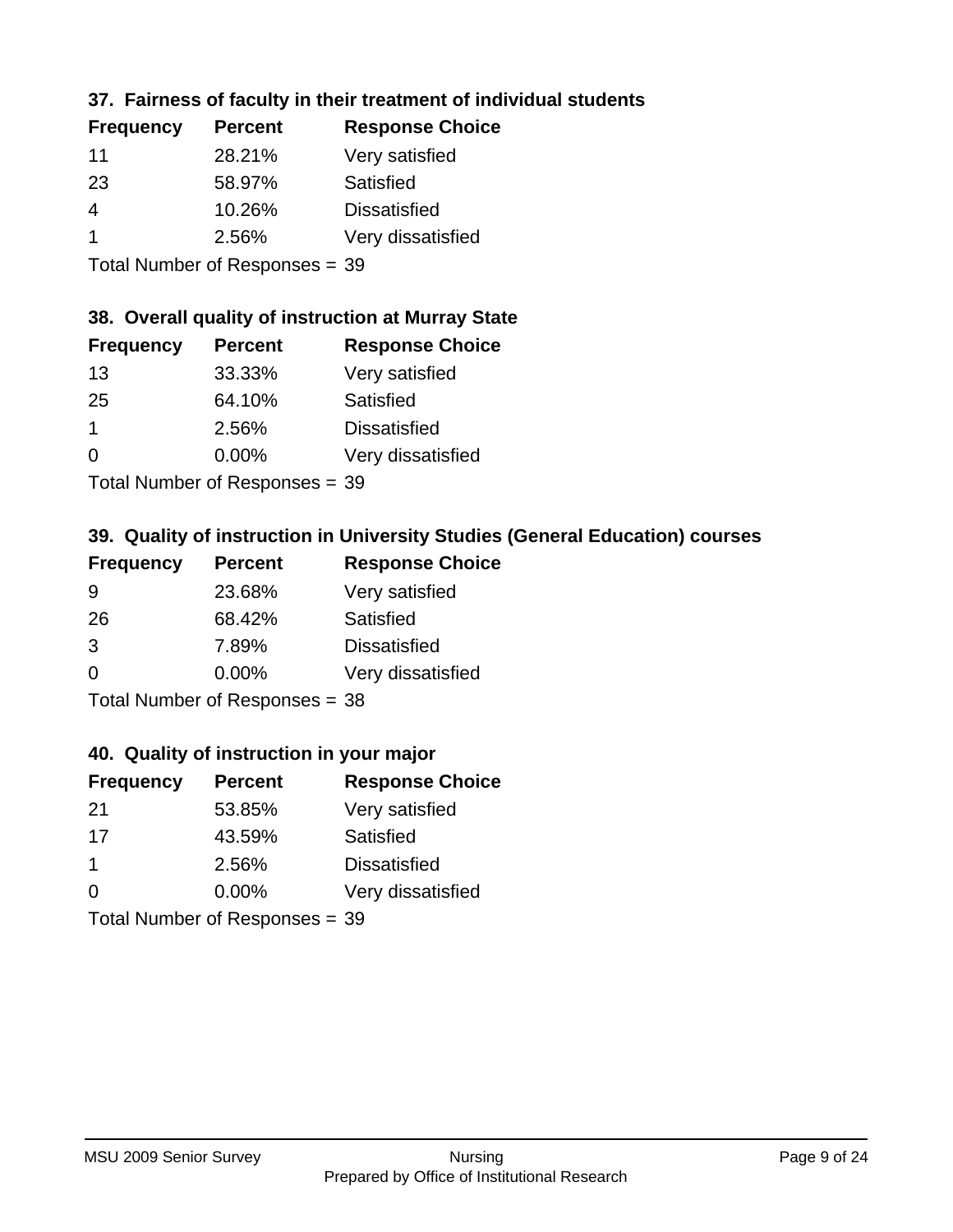### 37. Fairness of faculty in their treatment of individual students

| Frequency | Percent | Response Choice |
|---|---|---|
| 11 | 28.21% | Very satisfied |
| 23 | 58.97% | Satisfied |
| 4 | 10.26% | Dissatisfied |
| 1 | 2.56% | Very dissatisfied |

Total Number of Responses = 39

### 38. Overall quality of instruction at Murray State

| Frequency | Percent | Response Choice |
|---|---|---|
| 13 | 33.33% | Very satisfied |
| 25 | 64.10% | Satisfied |
| 1 | 2.56% | Dissatisfied |
| 0 | 0.00% | Very dissatisfied |

Total Number of Responses = 39

### 39. Quality of instruction in University Studies (General Education) courses

| Frequency | Percent | Response Choice |
|---|---|---|
| 9 | 23.68% | Very satisfied |
| 26 | 68.42% | Satisfied |
| 3 | 7.89% | Dissatisfied |
| 0 | 0.00% | Very dissatisfied |

Total Number of Responses = 38

### 40. Quality of instruction in your major

| Frequency | Percent | Response Choice |
|---|---|---|
| 21 | 53.85% | Very satisfied |
| 17 | 43.59% | Satisfied |
| 1 | 2.56% | Dissatisfied |
| 0 | 0.00% | Very dissatisfied |

Total Number of Responses = 39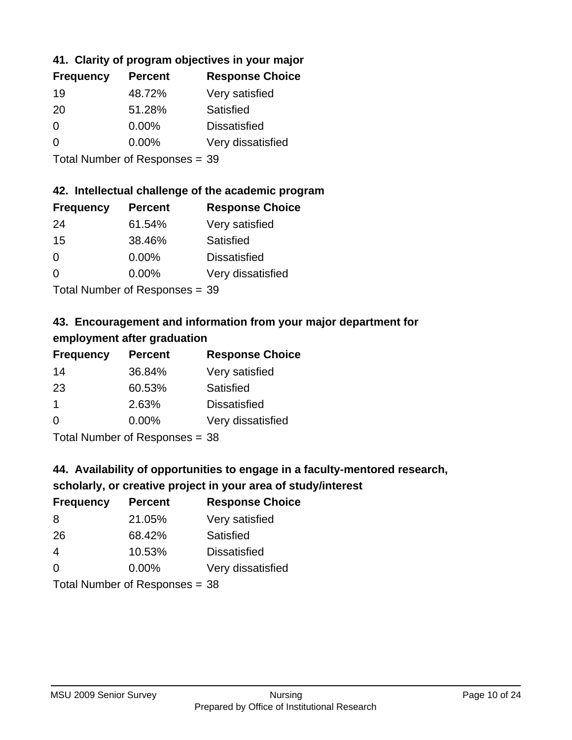### 41. Clarity of program objectives in your major

| Frequency | Percent | Response Choice |
| --- | --- | --- |
| 19 | 48.72% | Very satisfied |
| 20 | 51.28% | Satisfied |
| 0 | 0.00% | Dissatisfied |
| 0 | 0.00% | Very dissatisfied |

Total Number of Responses = 39

### 42. Intellectual challenge of the academic program

| Frequency | Percent | Response Choice |
| --- | --- | --- |
| 24 | 61.54% | Very satisfied |
| 15 | 38.46% | Satisfied |
| 0 | 0.00% | Dissatisfied |
| 0 | 0.00% | Very dissatisfied |

Total Number of Responses = 39

### 43. Encouragement and information from your major department for employment after graduation

| Frequency | Percent | Response Choice |
| --- | --- | --- |
| 14 | 36.84% | Very satisfied |
| 23 | 60.53% | Satisfied |
| 1 | 2.63% | Dissatisfied |
| 0 | 0.00% | Very dissatisfied |

Total Number of Responses = 38

### 44. Availability of opportunities to engage in a faculty-mentored research, scholarly, or creative project in your area of study/interest

| Frequency | Percent | Response Choice |
| --- | --- | --- |
| 8 | 21.05% | Very satisfied |
| 26 | 68.42% | Satisfied |
| 4 | 10.53% | Dissatisfied |
| 0 | 0.00% | Very dissatisfied |

Total Number of Responses = 38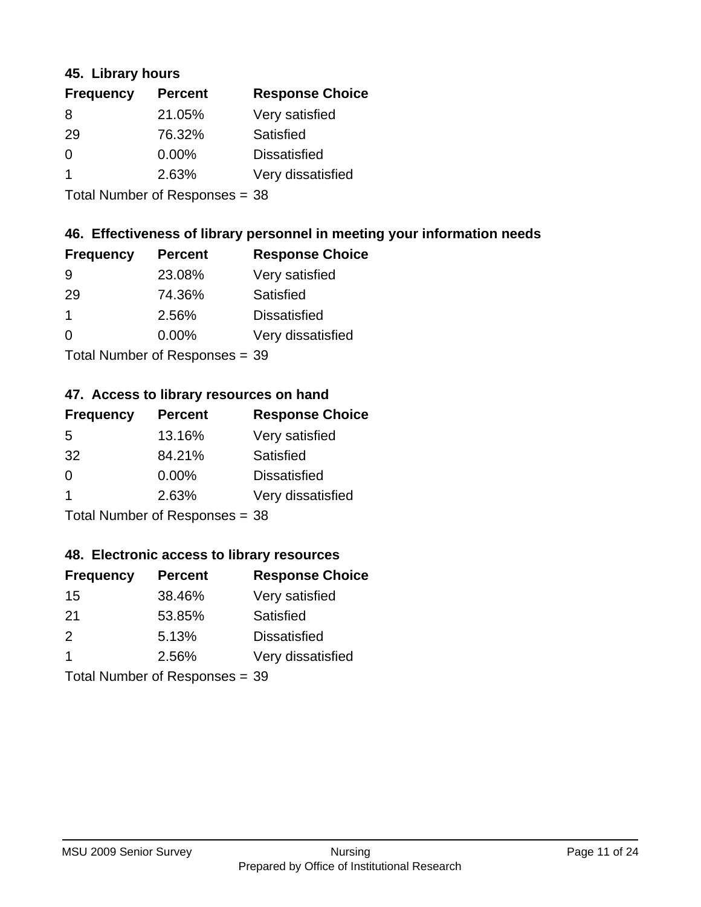### 45. Library hours

| Frequency | Percent | Response Choice |
|---|---|---|
| 8 | 21.05% | Very satisfied |
| 29 | 76.32% | Satisfied |
| 0 | 0.00% | Dissatisfied |
| 1 | 2.63% | Very dissatisfied |

Total Number of Responses = 38

### 46. Effectiveness of library personnel in meeting your information needs

| Frequency | Percent | Response Choice |
|---|---|---|
| 9 | 23.08% | Very satisfied |
| 29 | 74.36% | Satisfied |
| 1 | 2.56% | Dissatisfied |
| 0 | 0.00% | Very dissatisfied |

Total Number of Responses = 39

### 47. Access to library resources on hand

| Frequency | Percent | Response Choice |
|---|---|---|
| 5 | 13.16% | Very satisfied |
| 32 | 84.21% | Satisfied |
| 0 | 0.00% | Dissatisfied |
| 1 | 2.63% | Very dissatisfied |

Total Number of Responses = 38

### 48. Electronic access to library resources

| Frequency | Percent | Response Choice |
|---|---|---|
| 15 | 38.46% | Very satisfied |
| 21 | 53.85% | Satisfied |
| 2 | 5.13% | Dissatisfied |
| 1 | 2.56% | Very dissatisfied |

Total Number of Responses = 39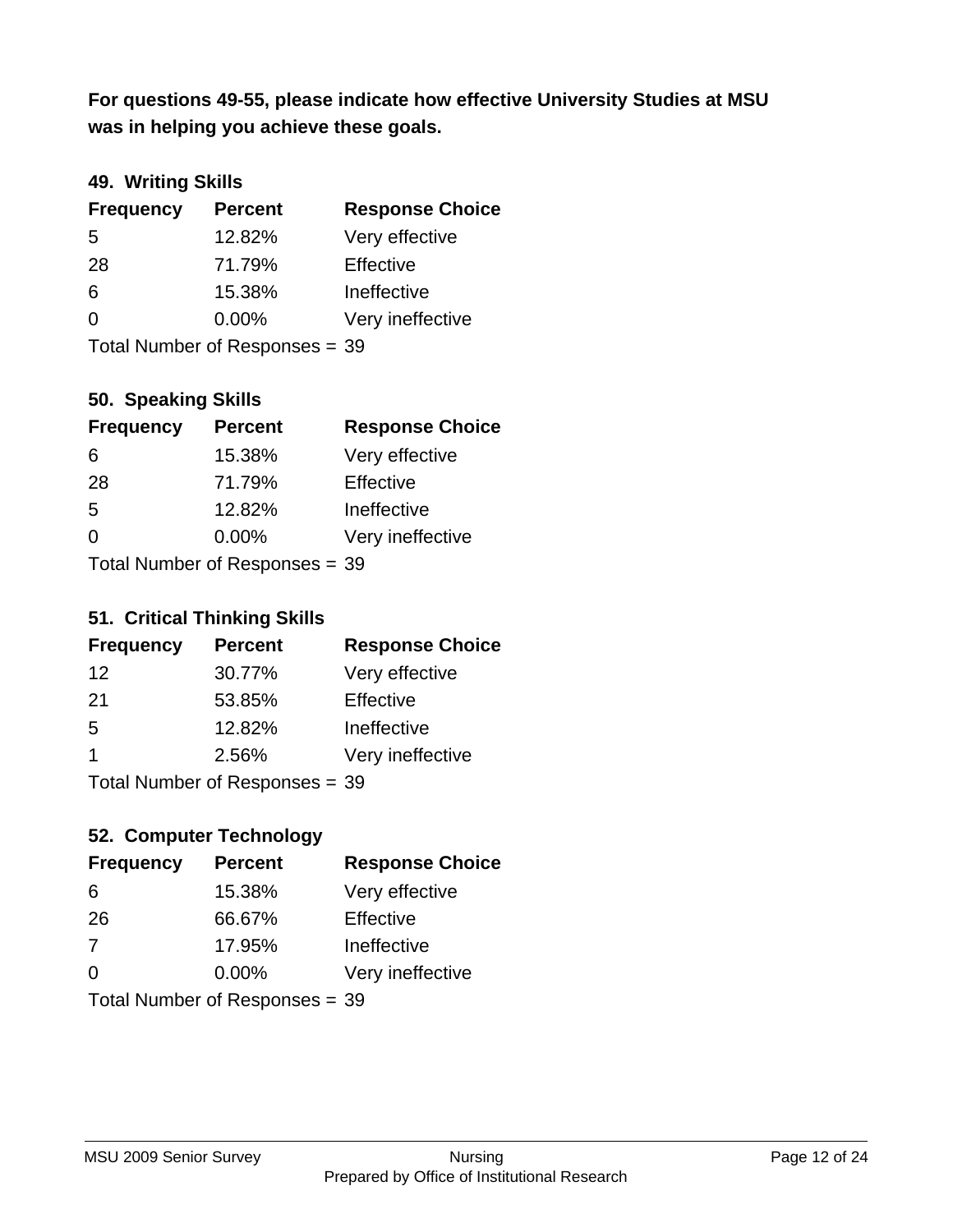**For questions 49-55, please indicate how effective University Studies at MSU was in helping you achieve these goals.**

### 49. Writing Skills

| Frequency | Percent | Response Choice |
|---|---|---|
| 5 | 12.82% | Very effective |
| 28 | 71.79% | Effective |
| 6 | 15.38% | Ineffective |
| 0 | 0.00% | Very ineffective |

Total Number of Responses = 39

### 50. Speaking Skills

| Frequency | Percent | Response Choice |
|---|---|---|
| 6 | 15.38% | Very effective |
| 28 | 71.79% | Effective |
| 5 | 12.82% | Ineffective |
| 0 | 0.00% | Very ineffective |

Total Number of Responses = 39

### 51. Critical Thinking Skills

| Frequency | Percent | Response Choice |
|---|---|---|
| 12 | 30.77% | Very effective |
| 21 | 53.85% | Effective |
| 5 | 12.82% | Ineffective |
| 1 | 2.56% | Very ineffective |

Total Number of Responses = 39

### 52. Computer Technology

| Frequency | Percent | Response Choice |
|---|---|---|
| 6 | 15.38% | Very effective |
| 26 | 66.67% | Effective |
| 7 | 17.95% | Ineffective |
| 0 | 0.00% | Very ineffective |

Total Number of Responses = 39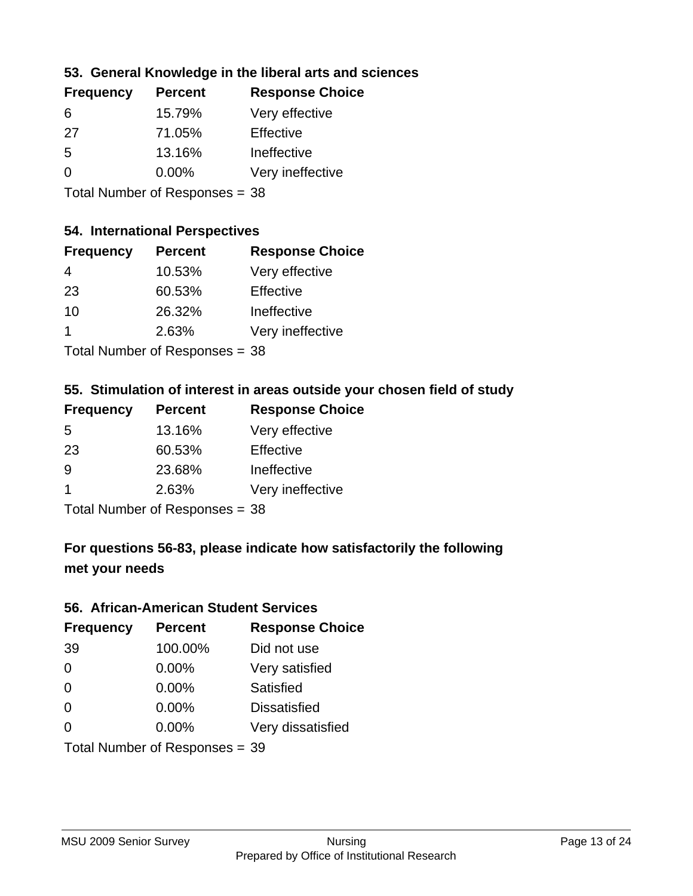### 53. General Knowledge in the liberal arts and sciences

| Frequency | Percent | Response Choice |
|---|---|---|
| 6 | 15.79% | Very effective |
| 27 | 71.05% | Effective |
| 5 | 13.16% | Ineffective |
| 0 | 0.00% | Very ineffective |

Total Number of Responses = 38

### 54. International Perspectives

| Frequency | Percent | Response Choice |
|---|---|---|
| 4 | 10.53% | Very effective |
| 23 | 60.53% | Effective |
| 10 | 26.32% | Ineffective |
| 1 | 2.63% | Very ineffective |

Total Number of Responses = 38

### 55. Stimulation of interest in areas outside your chosen field of study

| Frequency | Percent | Response Choice |
|---|---|---|
| 5 | 13.16% | Very effective |
| 23 | 60.53% | Effective |
| 9 | 23.68% | Ineffective |
| 1 | 2.63% | Very ineffective |

Total Number of Responses = 38

**For questions 56-83, please indicate how satisfactorily the following met your needs**

### 56. African-American Student Services

| Frequency | Percent | Response Choice |
|---|---|---|
| 39 | 100.00% | Did not use |
| 0 | 0.00% | Very satisfied |
| 0 | 0.00% | Satisfied |
| 0 | 0.00% | Dissatisfied |
| 0 | 0.00% | Very dissatisfied |

Total Number of Responses = 39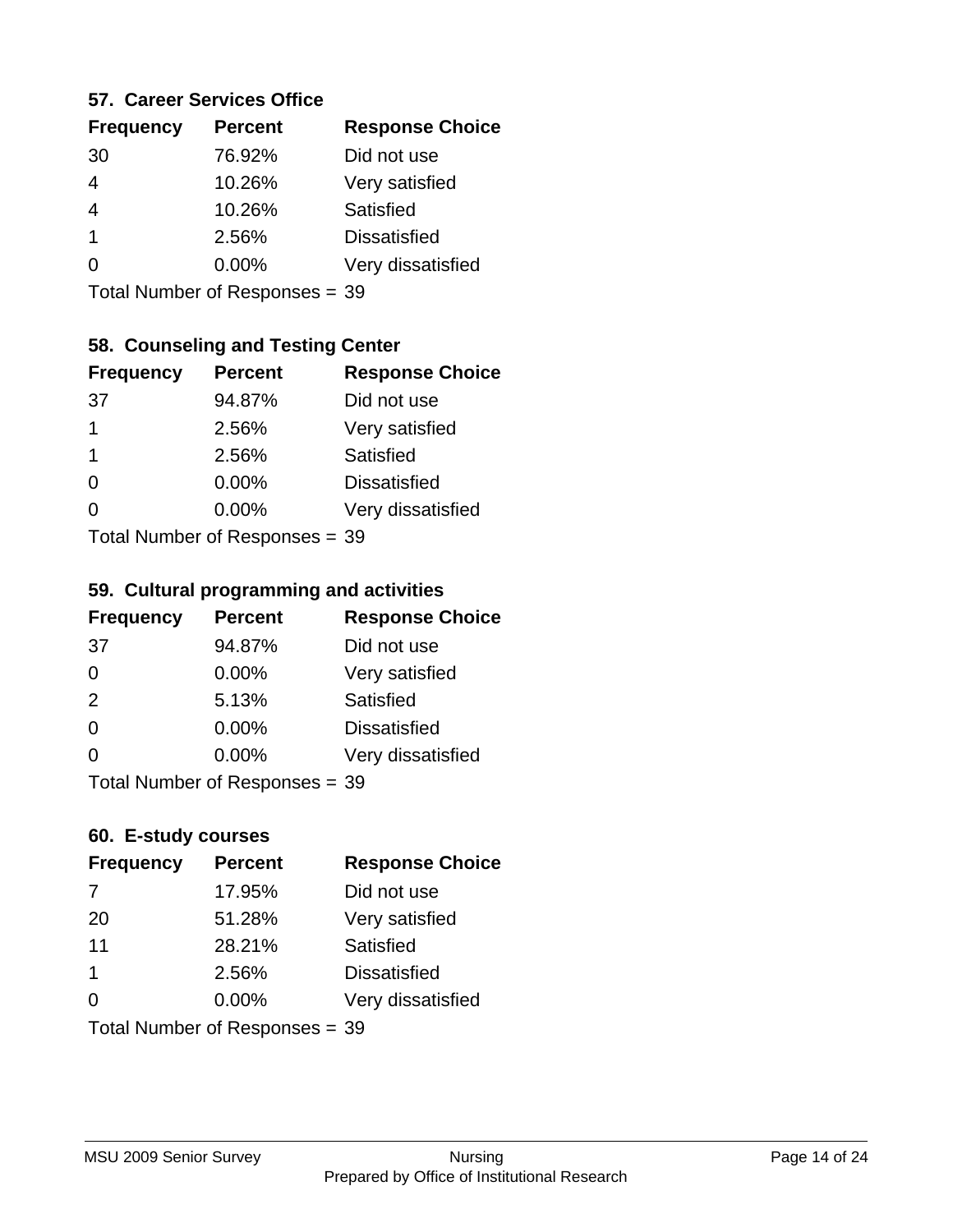### 57. Career Services Office

| Frequency | Percent | Response Choice |
|---|---|---|
| 30 | 76.92% | Did not use |
| 4 | 10.26% | Very satisfied |
| 4 | 10.26% | Satisfied |
| 1 | 2.56% | Dissatisfied |
| 0 | 0.00% | Very dissatisfied |

Total Number of Responses = 39

### 58. Counseling and Testing Center

| Frequency | Percent | Response Choice |
|---|---|---|
| 37 | 94.87% | Did not use |
| 1 | 2.56% | Very satisfied |
| 1 | 2.56% | Satisfied |
| 0 | 0.00% | Dissatisfied |
| 0 | 0.00% | Very dissatisfied |

Total Number of Responses = 39

### 59. Cultural programming and activities

| Frequency | Percent | Response Choice |
|---|---|---|
| 37 | 94.87% | Did not use |
| 0 | 0.00% | Very satisfied |
| 2 | 5.13% | Satisfied |
| 0 | 0.00% | Dissatisfied |
| 0 | 0.00% | Very dissatisfied |

Total Number of Responses = 39

### 60. E-study courses

| Frequency | Percent | Response Choice |
|---|---|---|
| 7 | 17.95% | Did not use |
| 20 | 51.28% | Very satisfied |
| 11 | 28.21% | Satisfied |
| 1 | 2.56% | Dissatisfied |
| 0 | 0.00% | Very dissatisfied |

Total Number of Responses = 39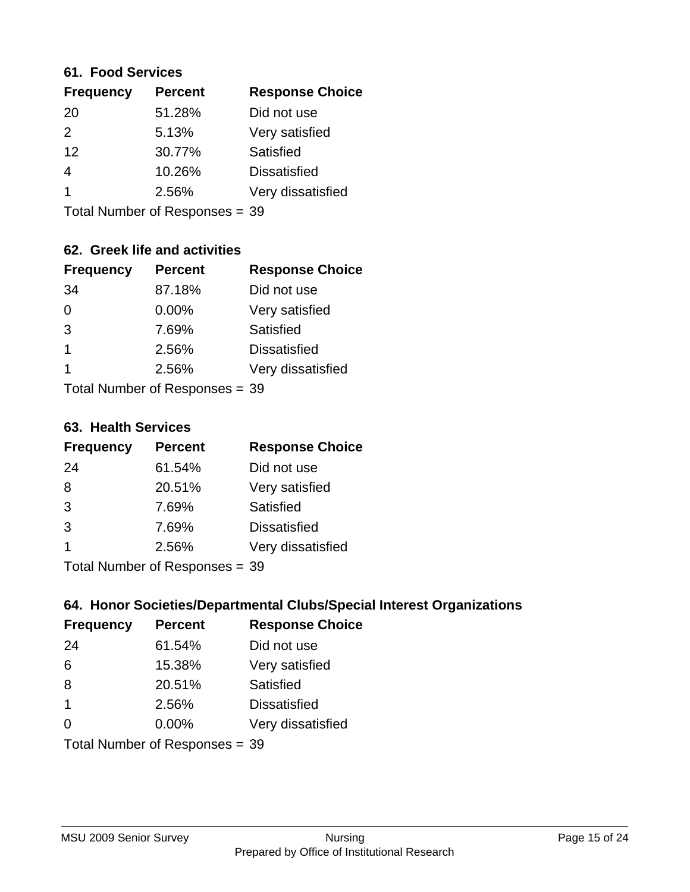### 61. Food Services

| Frequency | Percent | Response Choice |
|---|---|---|
| 20 | 51.28% | Did not use |
| 2 | 5.13% | Very satisfied |
| 12 | 30.77% | Satisfied |
| 4 | 10.26% | Dissatisfied |
| 1 | 2.56% | Very dissatisfied |

Total Number of Responses = 39

### 62. Greek life and activities

| Frequency | Percent | Response Choice |
|---|---|---|
| 34 | 87.18% | Did not use |
| 0 | 0.00% | Very satisfied |
| 3 | 7.69% | Satisfied |
| 1 | 2.56% | Dissatisfied |
| 1 | 2.56% | Very dissatisfied |

Total Number of Responses = 39

### 63. Health Services

| Frequency | Percent | Response Choice |
|---|---|---|
| 24 | 61.54% | Did not use |
| 8 | 20.51% | Very satisfied |
| 3 | 7.69% | Satisfied |
| 3 | 7.69% | Dissatisfied |
| 1 | 2.56% | Very dissatisfied |

Total Number of Responses = 39

### 64. Honor Societies/Departmental Clubs/Special Interest Organizations

| Frequency | Percent | Response Choice |
|---|---|---|
| 24 | 61.54% | Did not use |
| 6 | 15.38% | Very satisfied |
| 8 | 20.51% | Satisfied |
| 1 | 2.56% | Dissatisfied |
| 0 | 0.00% | Very dissatisfied |

Total Number of Responses = 39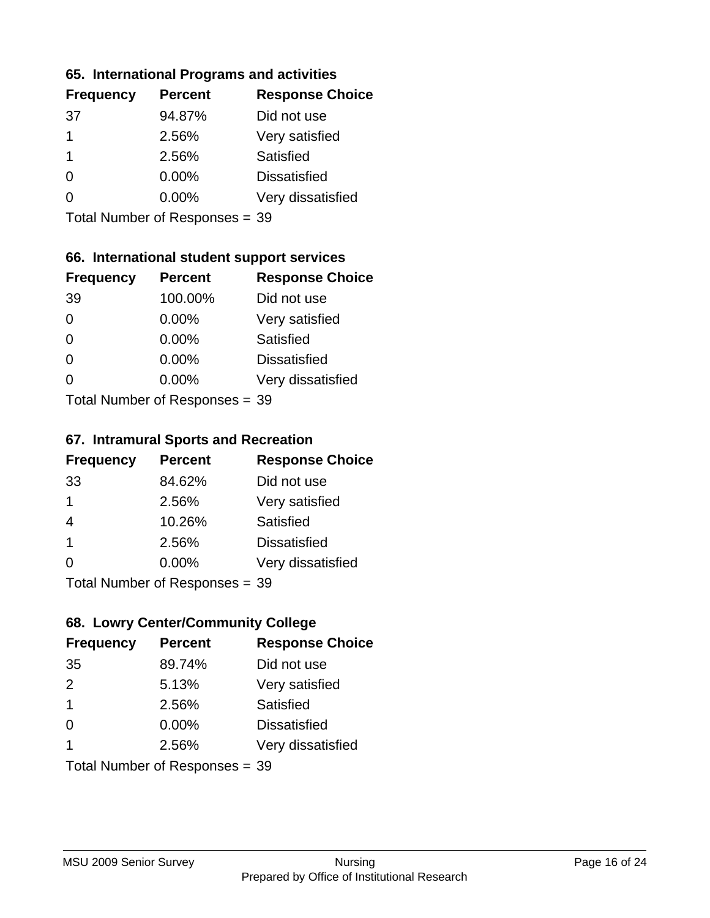### 65. International Programs and activities

| Frequency | Percent | Response Choice |
|---|---|---|
| 37 | 94.87% | Did not use |
| 1 | 2.56% | Very satisfied |
| 1 | 2.56% | Satisfied |
| 0 | 0.00% | Dissatisfied |
| 0 | 0.00% | Very dissatisfied |

Total Number of Responses = 39

### 66. International student support services

| Frequency | Percent | Response Choice |
|---|---|---|
| 39 | 100.00% | Did not use |
| 0 | 0.00% | Very satisfied |
| 0 | 0.00% | Satisfied |
| 0 | 0.00% | Dissatisfied |
| 0 | 0.00% | Very dissatisfied |

Total Number of Responses = 39

### 67. Intramural Sports and Recreation

| Frequency | Percent | Response Choice |
|---|---|---|
| 33 | 84.62% | Did not use |
| 1 | 2.56% | Very satisfied |
| 4 | 10.26% | Satisfied |
| 1 | 2.56% | Dissatisfied |
| 0 | 0.00% | Very dissatisfied |

Total Number of Responses = 39

### 68. Lowry Center/Community College

| Frequency | Percent | Response Choice |
|---|---|---|
| 35 | 89.74% | Did not use |
| 2 | 5.13% | Very satisfied |
| 1 | 2.56% | Satisfied |
| 0 | 0.00% | Dissatisfied |
| 1 | 2.56% | Very dissatisfied |

Total Number of Responses = 39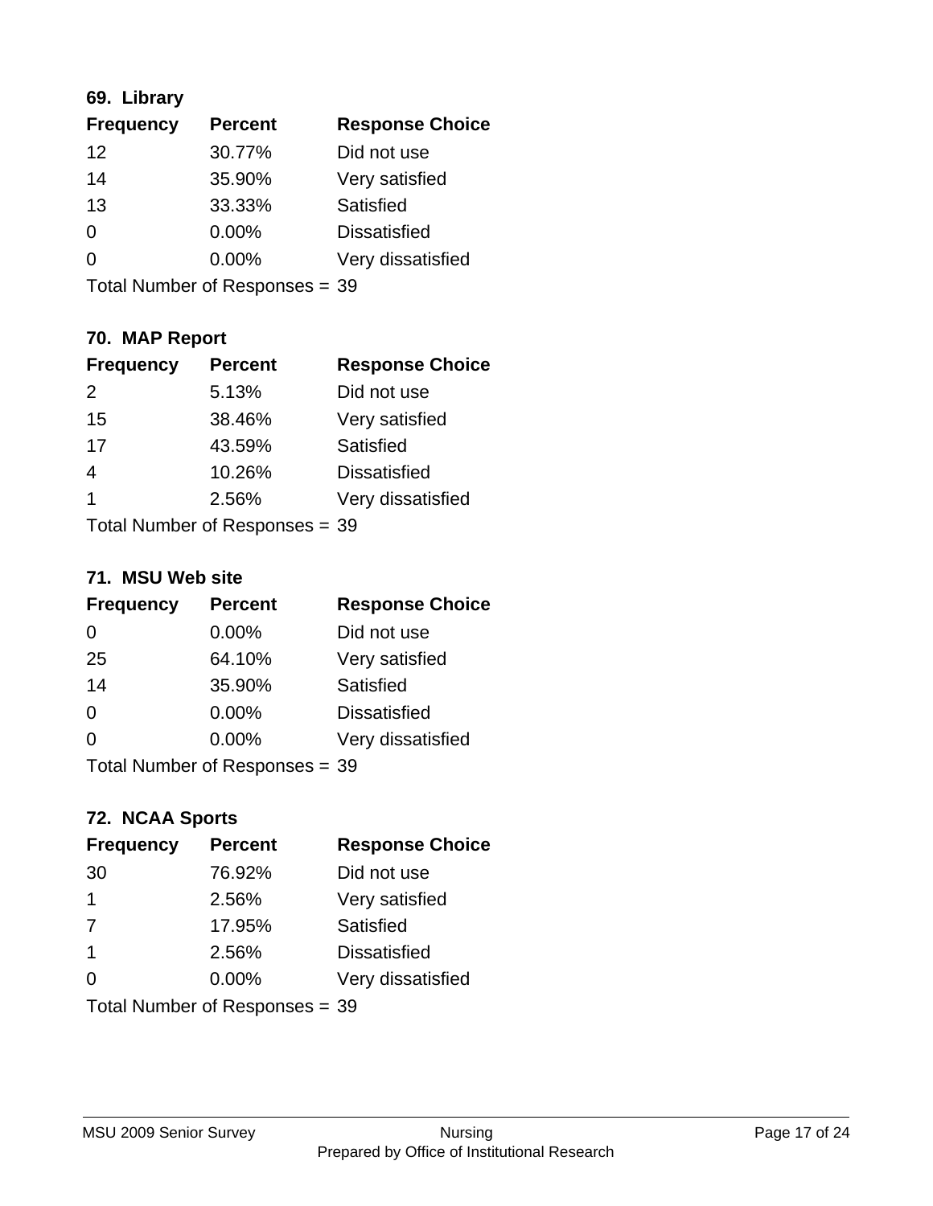### 69. Library

| Frequency | Percent | Response Choice |
|---|---|---|
| 12 | 30.77% | Did not use |
| 14 | 35.90% | Very satisfied |
| 13 | 33.33% | Satisfied |
| 0 | 0.00% | Dissatisfied |
| 0 | 0.00% | Very dissatisfied |

Total Number of Responses = 39

### 70. MAP Report

| Frequency | Percent | Response Choice |
|---|---|---|
| 2 | 5.13% | Did not use |
| 15 | 38.46% | Very satisfied |
| 17 | 43.59% | Satisfied |
| 4 | 10.26% | Dissatisfied |
| 1 | 2.56% | Very dissatisfied |

Total Number of Responses = 39

### 71. MSU Web site

| Frequency | Percent | Response Choice |
|---|---|---|
| 0 | 0.00% | Did not use |
| 25 | 64.10% | Very satisfied |
| 14 | 35.90% | Satisfied |
| 0 | 0.00% | Dissatisfied |
| 0 | 0.00% | Very dissatisfied |

Total Number of Responses = 39

### 72. NCAA Sports

| Frequency | Percent | Response Choice |
|---|---|---|
| 30 | 76.92% | Did not use |
| 1 | 2.56% | Very satisfied |
| 7 | 17.95% | Satisfied |
| 1 | 2.56% | Dissatisfied |
| 0 | 0.00% | Very dissatisfied |

Total Number of Responses = 39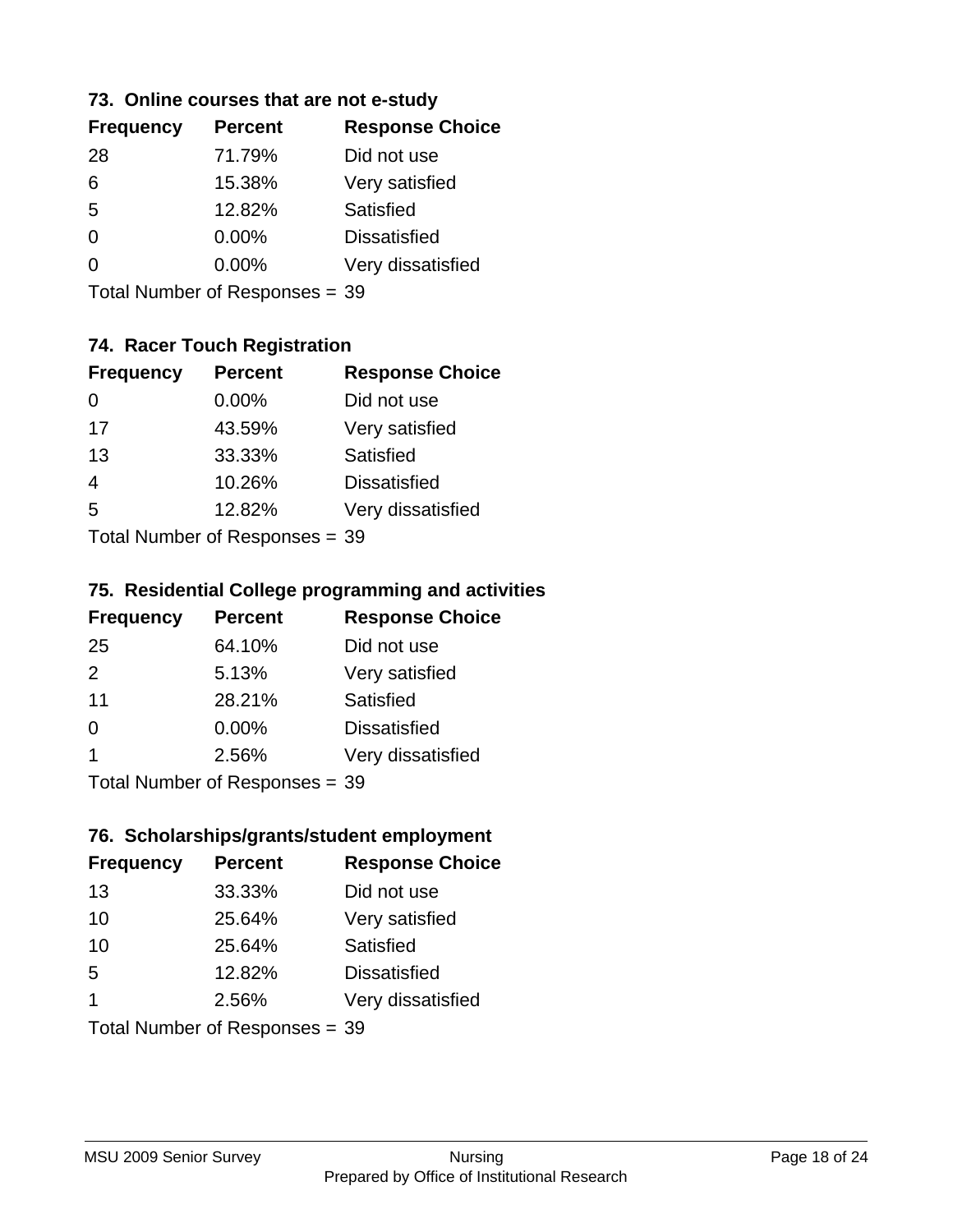### 73. Online courses that are not e-study

| Frequency | Percent | Response Choice |
|---|---|---|
| 28 | 71.79% | Did not use |
| 6 | 15.38% | Very satisfied |
| 5 | 12.82% | Satisfied |
| 0 | 0.00% | Dissatisfied |
| 0 | 0.00% | Very dissatisfied |

Total Number of Responses = 39

### 74. Racer Touch Registration

| Frequency | Percent | Response Choice |
|---|---|---|
| 0 | 0.00% | Did not use |
| 17 | 43.59% | Very satisfied |
| 13 | 33.33% | Satisfied |
| 4 | 10.26% | Dissatisfied |
| 5 | 12.82% | Very dissatisfied |

Total Number of Responses = 39

### 75. Residential College programming and activities

| Frequency | Percent | Response Choice |
|---|---|---|
| 25 | 64.10% | Did not use |
| 2 | 5.13% | Very satisfied |
| 11 | 28.21% | Satisfied |
| 0 | 0.00% | Dissatisfied |
| 1 | 2.56% | Very dissatisfied |

Total Number of Responses = 39

### 76. Scholarships/grants/student employment

| Frequency | Percent | Response Choice |
|---|---|---|
| 13 | 33.33% | Did not use |
| 10 | 25.64% | Very satisfied |
| 10 | 25.64% | Satisfied |
| 5 | 12.82% | Dissatisfied |
| 1 | 2.56% | Very dissatisfied |

Total Number of Responses = 39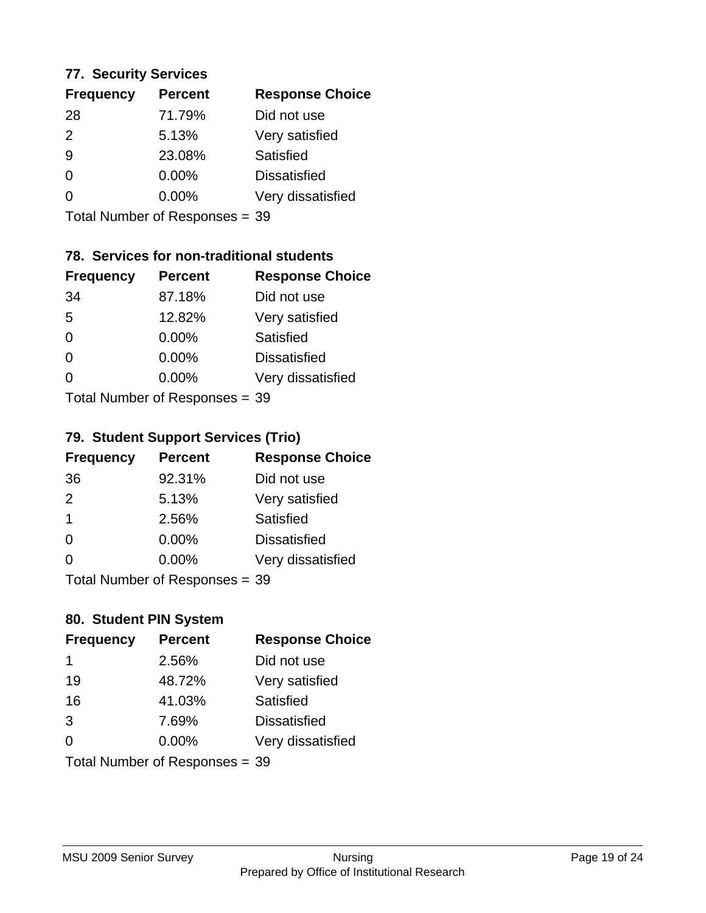### 77. Security Services

| Frequency | Percent | Response Choice |
|---|---|---|
| 28 | 71.79% | Did not use |
| 2 | 5.13% | Very satisfied |
| 9 | 23.08% | Satisfied |
| 0 | 0.00% | Dissatisfied |
| 0 | 0.00% | Very dissatisfied |

Total Number of Responses = 39

### 78. Services for non-traditional students

| Frequency | Percent | Response Choice |
|---|---|---|
| 34 | 87.18% | Did not use |
| 5 | 12.82% | Very satisfied |
| 0 | 0.00% | Satisfied |
| 0 | 0.00% | Dissatisfied |
| 0 | 0.00% | Very dissatisfied |

Total Number of Responses = 39

### 79. Student Support Services (Trio)

| Frequency | Percent | Response Choice |
|---|---|---|
| 36 | 92.31% | Did not use |
| 2 | 5.13% | Very satisfied |
| 1 | 2.56% | Satisfied |
| 0 | 0.00% | Dissatisfied |
| 0 | 0.00% | Very dissatisfied |

Total Number of Responses = 39

### 80. Student PIN System

| Frequency | Percent | Response Choice |
|---|---|---|
| 1 | 2.56% | Did not use |
| 19 | 48.72% | Very satisfied |
| 16 | 41.03% | Satisfied |
| 3 | 7.69% | Dissatisfied |
| 0 | 0.00% | Very dissatisfied |

Total Number of Responses = 39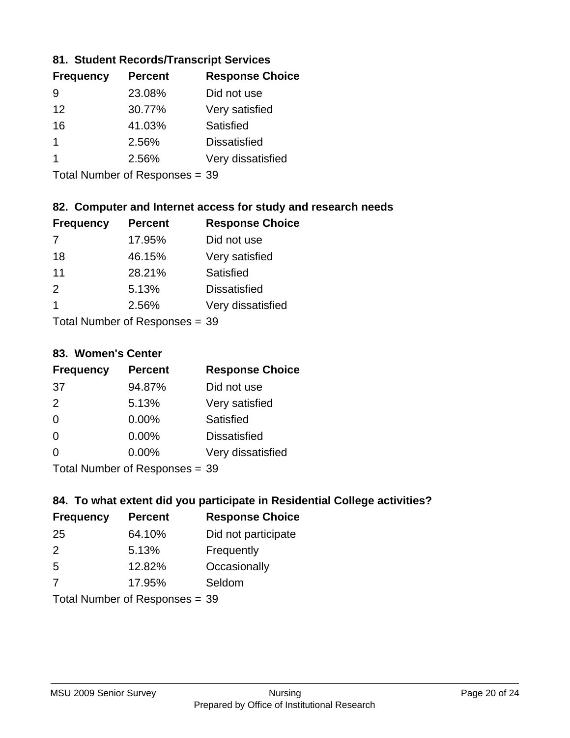### 81. Student Records/Transcript Services

| Frequency | Percent | Response Choice |
| --- | --- | --- |
| 9 | 23.08% | Did not use |
| 12 | 30.77% | Very satisfied |
| 16 | 41.03% | Satisfied |
| 1 | 2.56% | Dissatisfied |
| 1 | 2.56% | Very dissatisfied |

Total Number of Responses = 39

### 82. Computer and Internet access for study and research needs

| Frequency | Percent | Response Choice |
| --- | --- | --- |
| 7 | 17.95% | Did not use |
| 18 | 46.15% | Very satisfied |
| 11 | 28.21% | Satisfied |
| 2 | 5.13% | Dissatisfied |
| 1 | 2.56% | Very dissatisfied |

Total Number of Responses = 39

### 83. Women's Center

| Frequency | Percent | Response Choice |
| --- | --- | --- |
| 37 | 94.87% | Did not use |
| 2 | 5.13% | Very satisfied |
| 0 | 0.00% | Satisfied |
| 0 | 0.00% | Dissatisfied |
| 0 | 0.00% | Very dissatisfied |

Total Number of Responses = 39

### 84. To what extent did you participate in Residential College activities?

| Frequency | Percent | Response Choice |
| --- | --- | --- |
| 25 | 64.10% | Did not participate |
| 2 | 5.13% | Frequently |
| 5 | 12.82% | Occasionally |
| 7 | 17.95% | Seldom |

Total Number of Responses = 39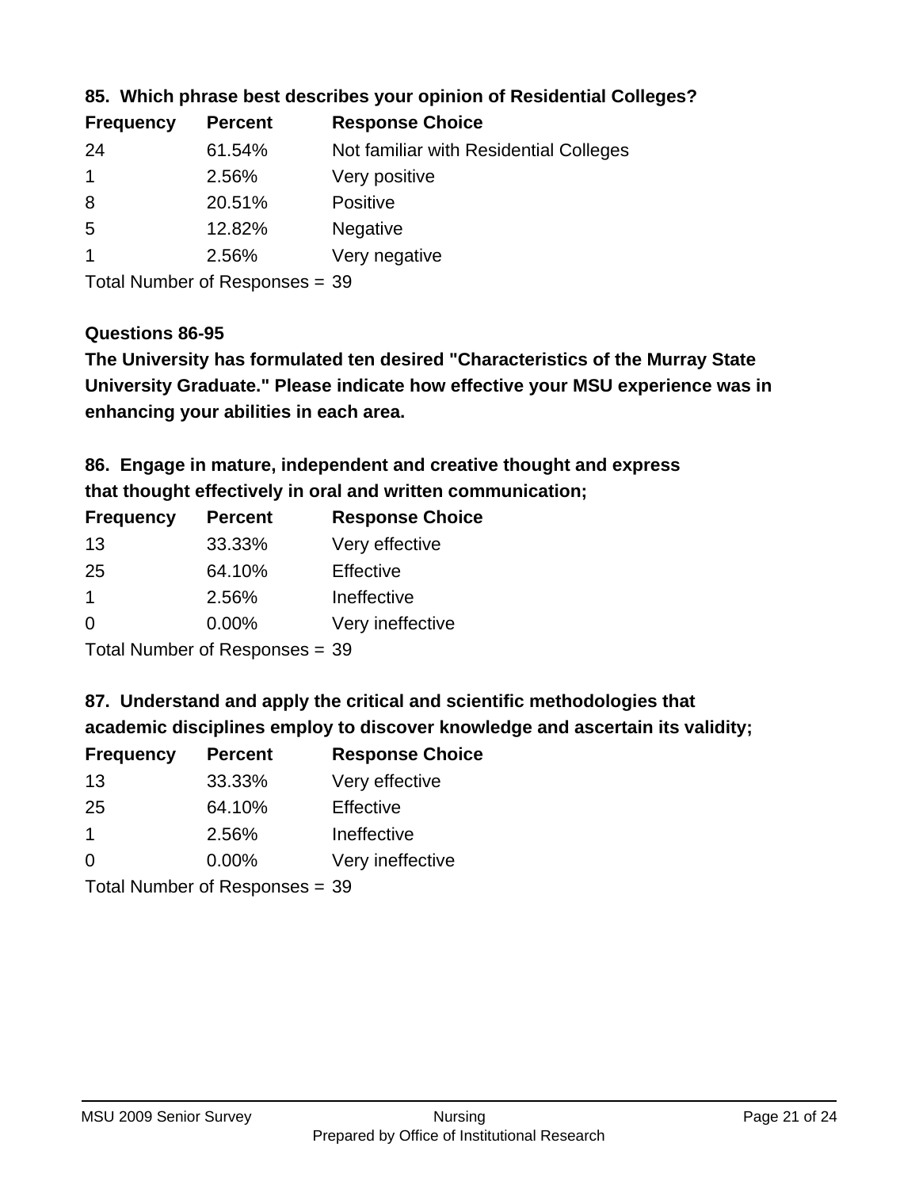### 85. Which phrase best describes your opinion of Residential Colleges?

| Frequency | Percent | Response Choice |
|---|---|---|
| 24 | 61.54% | Not familiar with Residential Colleges |
| 1 | 2.56% | Very positive |
| 8 | 20.51% | Positive |
| 5 | 12.82% | Negative |
| 1 | 2.56% | Very negative |

Total Number of Responses = 39

### Questions 86-95

**The University has formulated ten desired "Characteristics of the Murray State University Graduate." Please indicate how effective your MSU experience was in enhancing your abilities in each area.**

### 86. Engage in mature, independent and creative thought and express that thought effectively in oral and written communication;

| Frequency | Percent | Response Choice |
|---|---|---|
| 13 | 33.33% | Very effective |
| 25 | 64.10% | Effective |
| 1 | 2.56% | Ineffective |
| 0 | 0.00% | Very ineffective |

Total Number of Responses = 39

### 87. Understand and apply the critical and scientific methodologies that academic disciplines employ to discover knowledge and ascertain its validity;

| Frequency | Percent | Response Choice |
|---|---|---|
| 13 | 33.33% | Very effective |
| 25 | 64.10% | Effective |
| 1 | 2.56% | Ineffective |
| 0 | 0.00% | Very ineffective |

Total Number of Responses = 39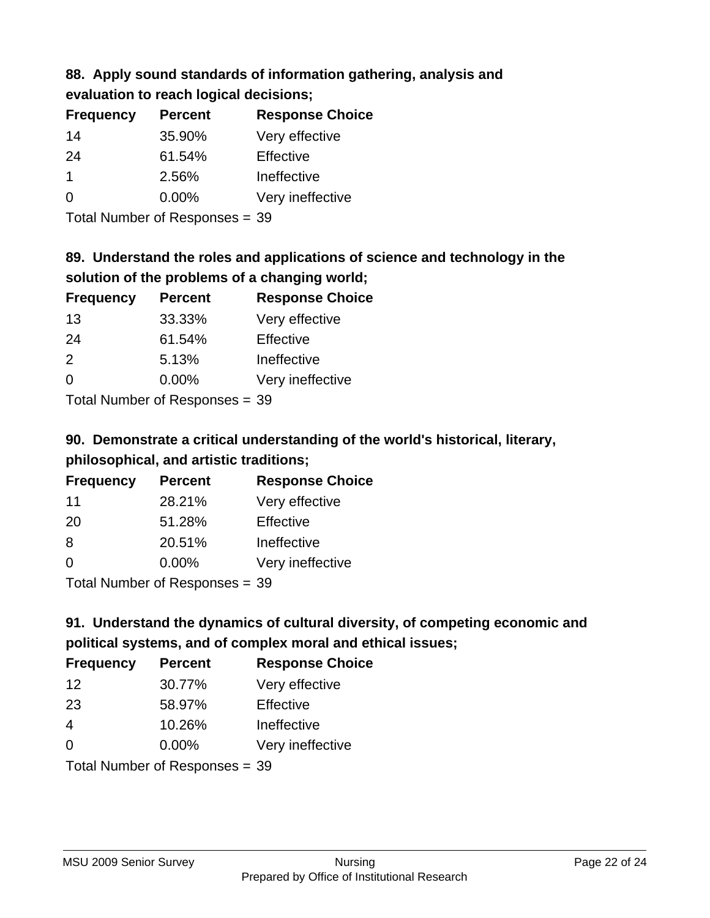### 88. Apply sound standards of information gathering, analysis and evaluation to reach logical decisions;

| Frequency | Percent | Response Choice |
|---|---|---|
| 14 | 35.90% | Very effective |
| 24 | 61.54% | Effective |
| 1 | 2.56% | Ineffective |
| 0 | 0.00% | Very ineffective |

Total Number of Responses = 39

### 89. Understand the roles and applications of science and technology in the solution of the problems of a changing world;

| Frequency | Percent | Response Choice |
|---|---|---|
| 13 | 33.33% | Very effective |
| 24 | 61.54% | Effective |
| 2 | 5.13% | Ineffective |
| 0 | 0.00% | Very ineffective |

Total Number of Responses = 39

### 90. Demonstrate a critical understanding of the world's historical, literary, philosophical, and artistic traditions;

| Frequency | Percent | Response Choice |
|---|---|---|
| 11 | 28.21% | Very effective |
| 20 | 51.28% | Effective |
| 8 | 20.51% | Ineffective |
| 0 | 0.00% | Very ineffective |

Total Number of Responses = 39

### 91. Understand the dynamics of cultural diversity, of competing economic and political systems, and of complex moral and ethical issues;

| Frequency | Percent | Response Choice |
|---|---|---|
| 12 | 30.77% | Very effective |
| 23 | 58.97% | Effective |
| 4 | 10.26% | Ineffective |
| 0 | 0.00% | Very ineffective |

Total Number of Responses = 39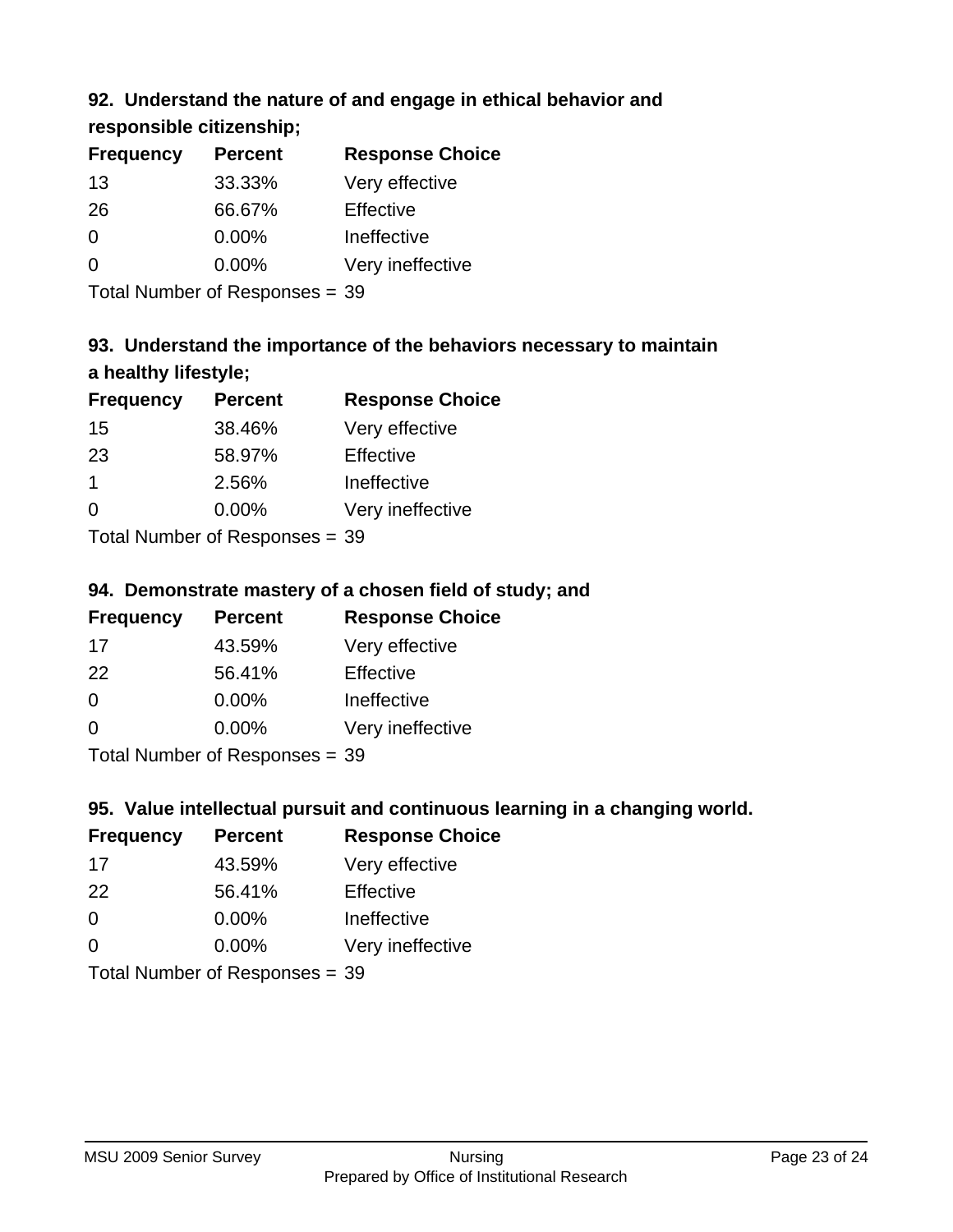### 92. Understand the nature of and engage in ethical behavior and responsible citizenship;

| Frequency | Percent | Response Choice |
|---|---|---|
| 13 | 33.33% | Very effective |
| 26 | 66.67% | Effective |
| 0 | 0.00% | Ineffective |
| 0 | 0.00% | Very ineffective |

Total Number of Responses = 39

### 93. Understand the importance of the behaviors necessary to maintain a healthy lifestyle;

| Frequency | Percent | Response Choice |
|---|---|---|
| 15 | 38.46% | Very effective |
| 23 | 58.97% | Effective |
| 1 | 2.56% | Ineffective |
| 0 | 0.00% | Very ineffective |

Total Number of Responses = 39

### 94. Demonstrate mastery of a chosen field of study; and

| Frequency | Percent | Response Choice |
|---|---|---|
| 17 | 43.59% | Very effective |
| 22 | 56.41% | Effective |
| 0 | 0.00% | Ineffective |
| 0 | 0.00% | Very ineffective |

Total Number of Responses = 39

### 95. Value intellectual pursuit and continuous learning in a changing world.

| Frequency | Percent | Response Choice |
|---|---|---|
| 17 | 43.59% | Very effective |
| 22 | 56.41% | Effective |
| 0 | 0.00% | Ineffective |
| 0 | 0.00% | Very ineffective |

Total Number of Responses = 39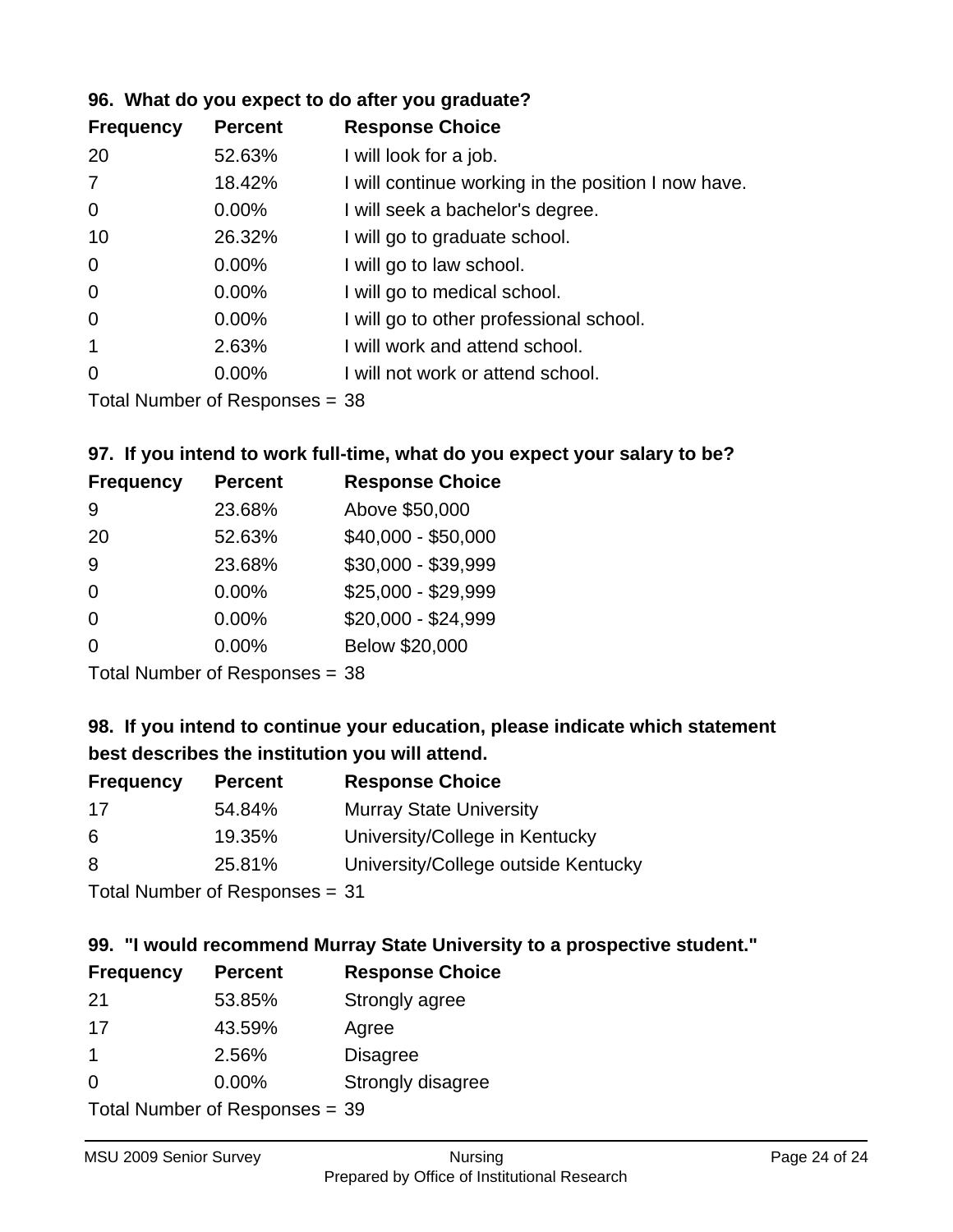### 96. What do you expect to do after you graduate?

| Frequency | Percent | Response Choice |
|---|---|---|
| 20 | 52.63% | I will look for a job. |
| 7 | 18.42% | I will continue working in the position I now have. |
| 0 | 0.00% | I will seek a bachelor's degree. |
| 10 | 26.32% | I will go to graduate school. |
| 0 | 0.00% | I will go to law school. |
| 0 | 0.00% | I will go to medical school. |
| 0 | 0.00% | I will go to other professional school. |
| 1 | 2.63% | I will work and attend school. |
| 0 | 0.00% | I will not work or attend school. |

Total Number of Responses = 38

### 97. If you intend to work full-time, what do you expect your salary to be?

| Frequency | Percent | Response Choice |
|---|---|---|
| 9 | 23.68% | Above $50,000 |
| 20 | 52.63% | $40,000 - $50,000 |
| 9 | 23.68% | $30,000 - $39,999 |
| 0 | 0.00% | $25,000 - $29,999 |
| 0 | 0.00% | $20,000 - $24,999 |
| 0 | 0.00% | Below $20,000 |

Total Number of Responses = 38

### 98. If you intend to continue your education, please indicate which statement best describes the institution you will attend.

| Frequency | Percent | Response Choice |
|---|---|---|
| 17 | 54.84% | Murray State University |
| 6 | 19.35% | University/College in Kentucky |
| 8 | 25.81% | University/College outside Kentucky |

Total Number of Responses = 31

### 99. "I would recommend Murray State University to a prospective student."

| Frequency | Percent | Response Choice |
|---|---|---|
| 21 | 53.85% | Strongly agree |
| 17 | 43.59% | Agree |
| 1 | 2.56% | Disagree |
| 0 | 0.00% | Strongly disagree |

Total Number of Responses = 39